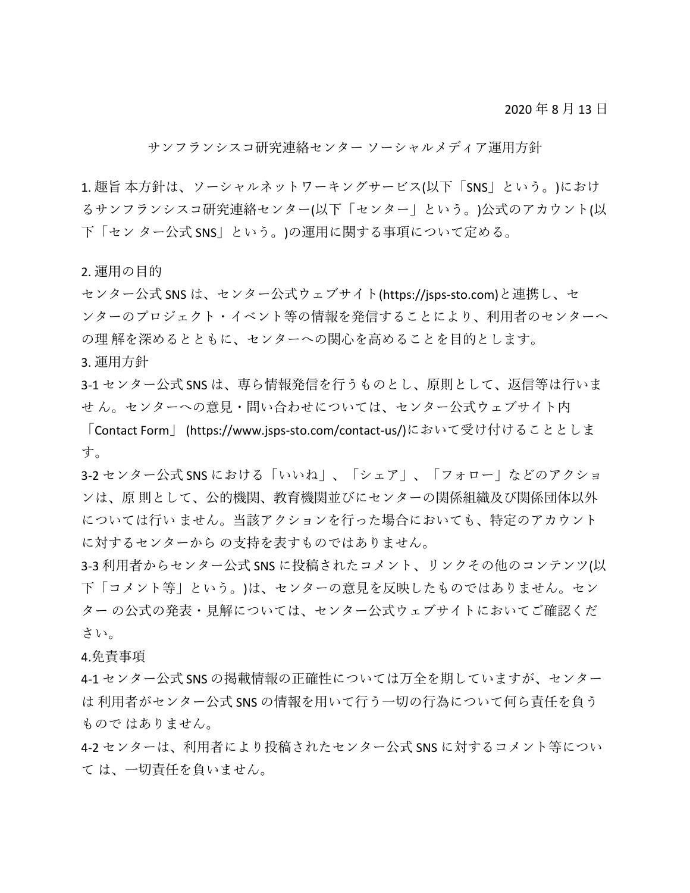2020 年 8 月 13 日

# サンフランシスコ研究連絡センター ソーシャルメディア運用方針

1. 趣旨 本方針は、ソーシャルネットワーキングサービス(以下「SNS」という。)におけるサンフランシスコ研究連絡センター(以下「センター」という。)公式のアカウント(以下「センター公式 SNS」という。)の運用に関する事項について定める。

2. 運用の目的

センター公式 SNS は、センター公式ウェブサイト(https://jsps-sto.com)と連携し、センターのプロジェクト・イベント等の情報を発信することにより、利用者のセンターへの理解を深めるとともに、センターへの関心を高めることを目的とします。

3. 運用方針

3-1 センター公式 SNS は、専ら情報発信を行うものとし、原則として、返信等は行いません。センターへの意見・問い合わせについては、センター公式ウェブサイト内「Contact Form」 (https://www.jsps-sto.com/contact-us/)において受け付けることとします。

3-2 センター公式 SNS における「いいね」、「シェア」、「フォロー」などのアクションは、原則として、公的機関、教育機関並びにセンターの関係組織及び関係団体以外については行いません。当該アクションを行った場合においても、特定のアカウントに対するセンターからの支持を表すものではありません。

3-3 利用者からセンター公式 SNS に投稿されたコメント、リンクその他のコンテンツ(以下「コメント等」という。)は、センターの意見を反映したものではありません。センターの公式の発表・見解については、センター公式ウェブサイトにおいてご確認ください。

4.免責事項

4-1 センター公式 SNS の掲載情報の正確性については万全を期していますが、センターは利用者がセンター公式 SNS の情報を用いて行う一切の行為について何ら責任を負うものではありません。

4-2 センターは、利用者により投稿されたセンター公式 SNS に対するコメント等については、一切責任を負いません。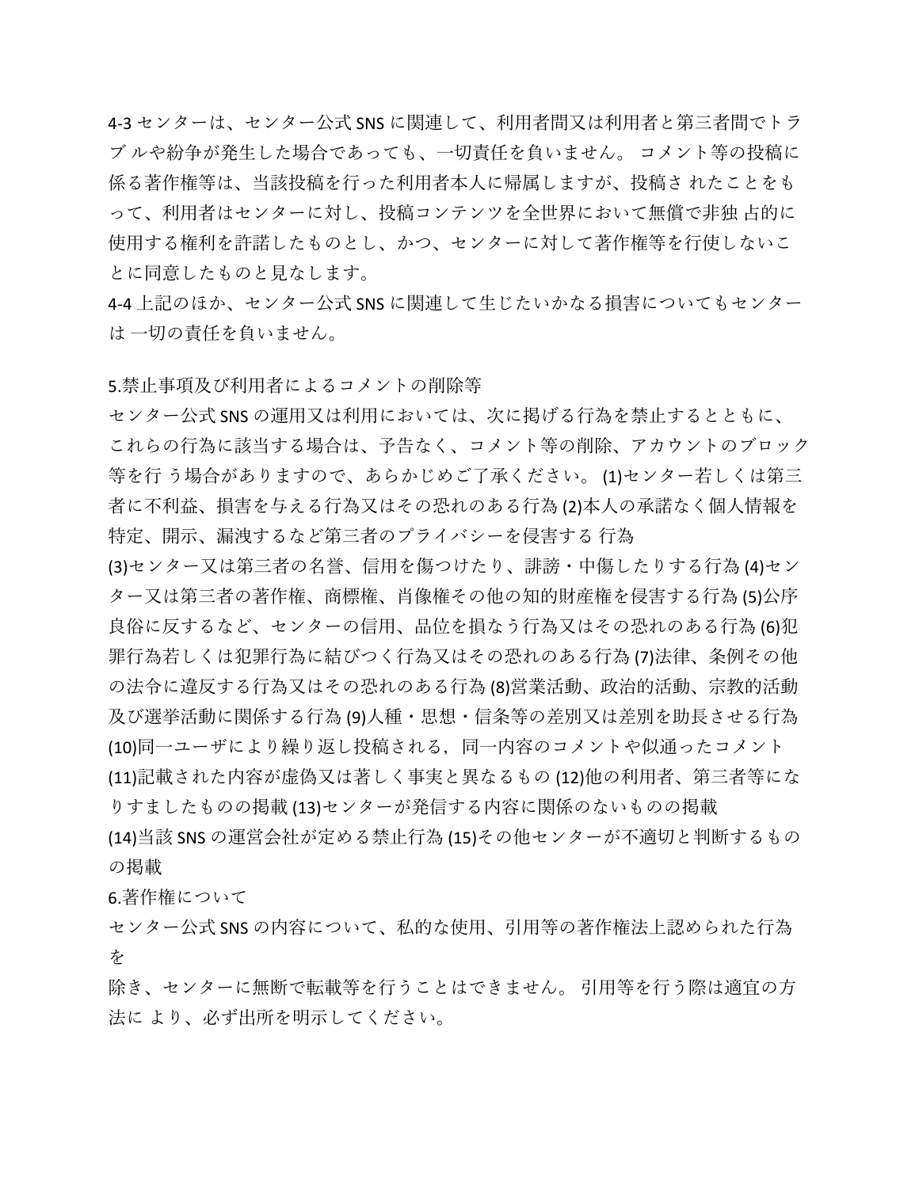4-3 センターは、センター公式 SNS に関連して、利用者間又は利用者と第三者間でトラブルや紛争が発生した場合であっても、一切責任を負いません。 コメント等の投稿に係る著作権等は、当該投稿を行った利用者本人に帰属しますが、投稿されたことをもって、利用者はセンターに対し、投稿コンテンツを全世界において無償で非独占的に使用する権利を許諾したものとし、かつ、センターに対して著作権等を行使しないことに同意したものと見なします。

4-4 上記のほか、センター公式 SNS に関連して生じたいかなる損害についてもセンターは一切の責任を負いません。

## 5.禁止事項及び利用者によるコメントの削除等

センター公式 SNS の運用又は利用においては、次に掲げる行為を禁止するとともに、これらの行為に該当する場合は、予告なく、コメント等の削除、アカウントのブロック等を行う場合がありますので、あらかじめご了承ください。 (1)センター若しくは第三者に不利益、損害を与える行為又はその恐れのある行為 (2)本人の承諾なく個人情報を特定、開示、漏洩するなど第三者のプライバシーを侵害する行為
(3)センター又は第三者の名誉、信用を傷つけたり、誹謗・中傷したりする行為 (4)センター又は第三者の著作権、商標権、肖像権その他の知的財産権を侵害する行為 (5)公序良俗に反するなど、センターの信用、品位を損なう行為又はその恐れのある行為 (6)犯罪行為若しくは犯罪行為に結びつく行為又はその恐れのある行為 (7)法律、条例その他の法令に違反する行為又はその恐れのある行為 (8)営業活動、政治的活動、宗教的活動及び選挙活動に関係する行為 (9)人種・思想・信条等の差別又は差別を助長させる行為 (10)同一ユーザにより繰り返し投稿される，同一内容のコメントや似通ったコメント (11)記載された内容が虚偽又は著しく事実と異なるもの (12)他の利用者、第三者等になりすましたものの掲載 (13)センターが発信する内容に関係のないものの掲載
(14)当該 SNS の運営会社が定める禁止行為 (15)その他センターが不適切と判断するものの掲載

## 6.著作権について

センター公式 SNS の内容について、私的な使用、引用等の著作権法上認められた行為を
除き、センターに無断で転載等を行うことはできません。 引用等を行う際は適宜の方法により、必ず出所を明示してください。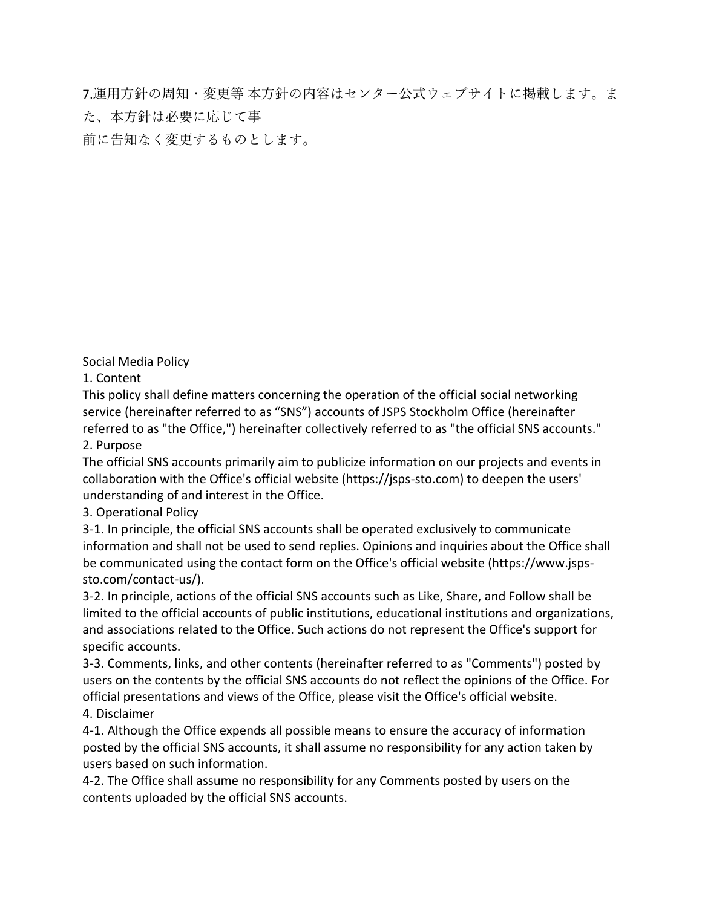7.運用方針の周知・変更等 本方針の内容はセンター公式ウェブサイトに掲載します。また、本方針は必要に応じて事前に告知なく変更するものとします。

## Social Media Policy

### 1. Content

This policy shall define matters concerning the operation of the official social networking service (hereinafter referred to as "SNS") accounts of JSPS Stockholm Office (hereinafter referred to as "the Office,") hereinafter collectively referred to as "the official SNS accounts."

### 2. Purpose

The official SNS accounts primarily aim to publicize information on our projects and events in collaboration with the Office's official website (https://jsps-sto.com) to deepen the users' understanding of and interest in the Office.

### 3. Operational Policy

3-1. In principle, the official SNS accounts shall be operated exclusively to communicate information and shall not be used to send replies. Opinions and inquiries about the Office shall be communicated using the contact form on the Office's official website (https://www.jsps-sto.com/contact-us/).

3-2. In principle, actions of the official SNS accounts such as Like, Share, and Follow shall be limited to the official accounts of public institutions, educational institutions and organizations, and associations related to the Office. Such actions do not represent the Office's support for specific accounts.

3-3. Comments, links, and other contents (hereinafter referred to as "Comments") posted by users on the contents by the official SNS accounts do not reflect the opinions of the Office. For official presentations and views of the Office, please visit the Office's official website.

### 4. Disclaimer

4-1. Although the Office expends all possible means to ensure the accuracy of information posted by the official SNS accounts, it shall assume no responsibility for any action taken by users based on such information.

4-2. The Office shall assume no responsibility for any Comments posted by users on the contents uploaded by the official SNS accounts.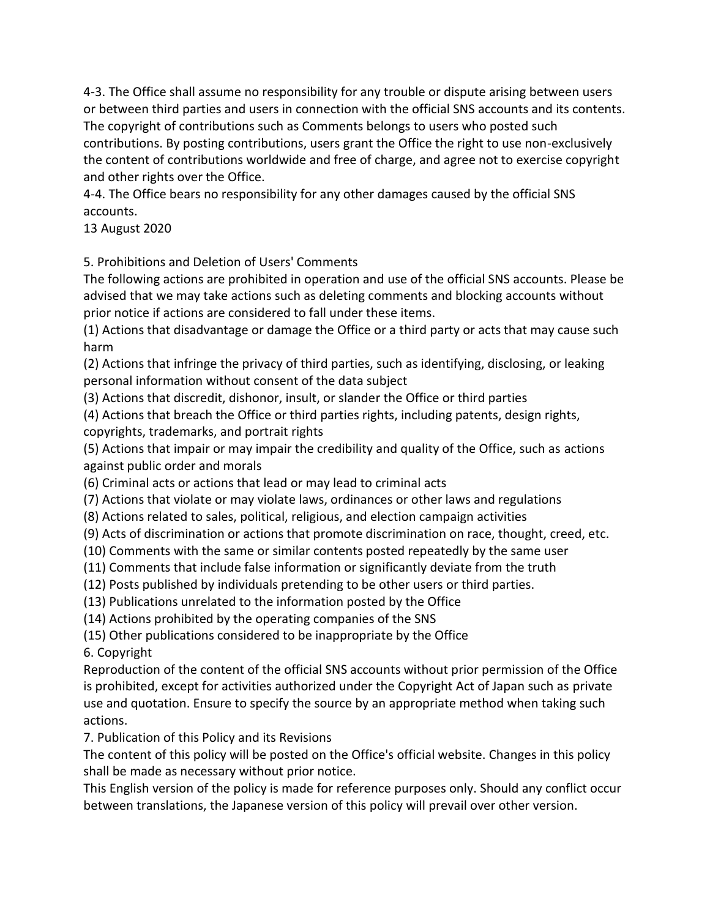4-3. The Office shall assume no responsibility for any trouble or dispute arising between users or between third parties and users in connection with the official SNS accounts and its contents. The copyright of contributions such as Comments belongs to users who posted such contributions. By posting contributions, users grant the Office the right to use non-exclusively the content of contributions worldwide and free of charge, and agree not to exercise copyright and other rights over the Office.

4-4. The Office bears no responsibility for any other damages caused by the official SNS accounts.

13 August 2020

5. Prohibitions and Deletion of Users' Comments

The following actions are prohibited in operation and use of the official SNS accounts. Please be advised that we may take actions such as deleting comments and blocking accounts without prior notice if actions are considered to fall under these items.

(1) Actions that disadvantage or damage the Office or a third party or acts that may cause such harm
(2) Actions that infringe the privacy of third parties, such as identifying, disclosing, or leaking personal information without consent of the data subject
(3) Actions that discredit, dishonor, insult, or slander the Office or third parties
(4) Actions that breach the Office or third parties rights, including patents, design rights, copyrights, trademarks, and portrait rights
(5) Actions that impair or may impair the credibility and quality of the Office, such as actions against public order and morals
(6) Criminal acts or actions that lead or may lead to criminal acts
(7) Actions that violate or may violate laws, ordinances or other laws and regulations
(8) Actions related to sales, political, religious, and election campaign activities
(9) Acts of discrimination or actions that promote discrimination on race, thought, creed, etc.
(10) Comments with the same or similar contents posted repeatedly by the same user
(11) Comments that include false information or significantly deviate from the truth
(12) Posts published by individuals pretending to be other users or third parties.
(13) Publications unrelated to the information posted by the Office
(14) Actions prohibited by the operating companies of the SNS
(15) Other publications considered to be inappropriate by the Office

6. Copyright

Reproduction of the content of the official SNS accounts without prior permission of the Office is prohibited, except for activities authorized under the Copyright Act of Japan such as private use and quotation. Ensure to specify the source by an appropriate method when taking such actions.

7. Publication of this Policy and its Revisions

The content of this policy will be posted on the Office's official website. Changes in this policy shall be made as necessary without prior notice.

This English version of the policy is made for reference purposes only. Should any conflict occur between translations, the Japanese version of this policy will prevail over other version.